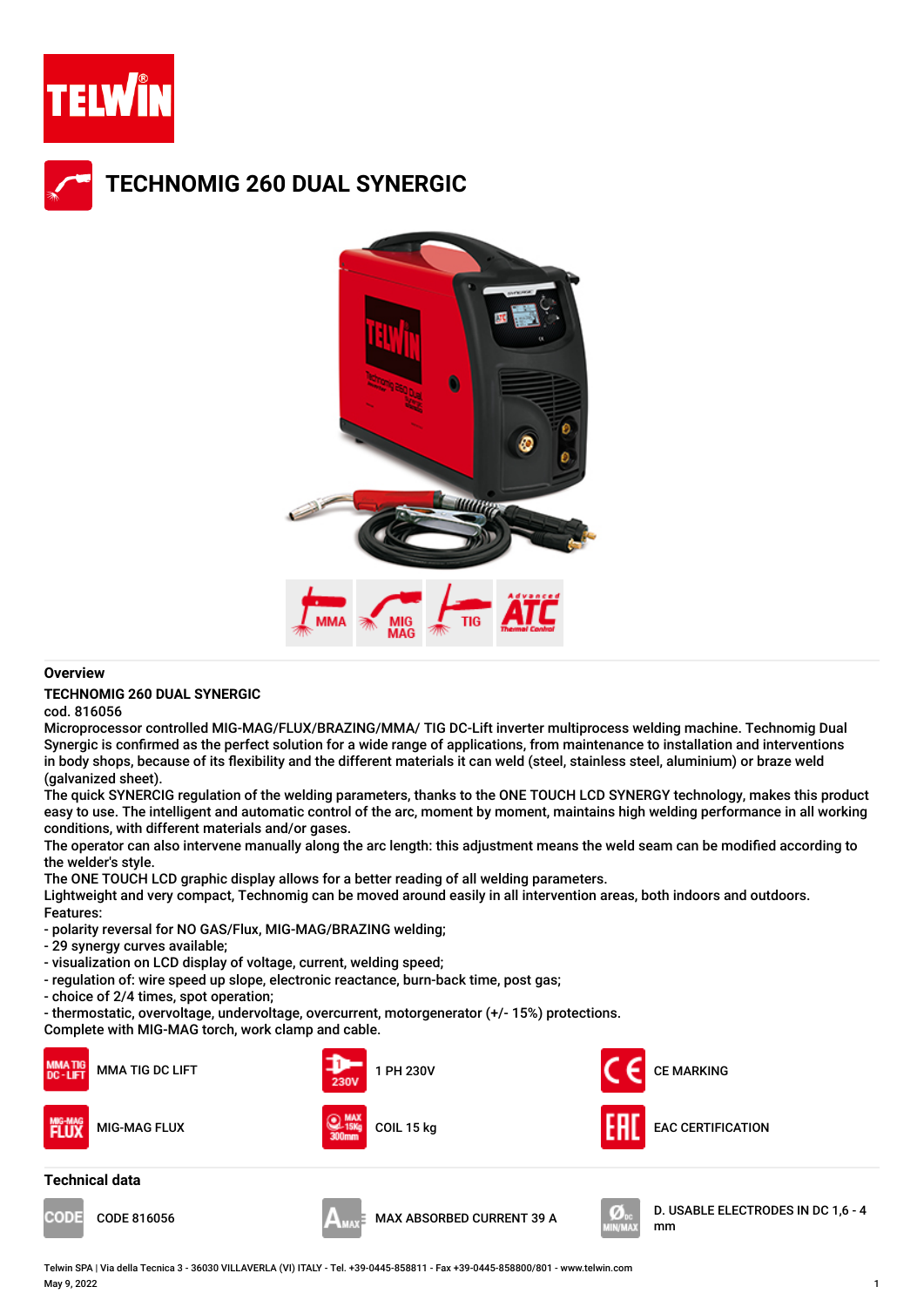# TECHNOMIG 260 DUAL SYNERGIC

## Overview

**TECHNOMIG 260 DUAL SYNERGIC**

cod. 816056

Microprocessor controlled MIG-MAG/FLUX/BRAZING/MMA/ TIG DC-Lift inverter multiprocess welding machine. Technomig Dual Synergic is confirmed as the perfect solution for a wide range of applications, from maintenance to installation and interventions in body shops, because of its flexibility and the different materials it can weld (steel, stainless steel, aluminium) or braze weld (galvanized sheet).

The quick SYNERCIG regulation of the welding parameters, thanks to the ONE TOUCH LCD SYNERGY technology, makes this product easy to use. The intelligent and automatic control of the arc, moment by moment, maintains high welding performance in all working conditions, with different materials and/or gases.

The operator can also intervene manually along the arc length: this adjustment means the weld seam can be modified according to the welder's style.

The ONE TOUCH LCD graphic display allows for a better reading of all welding parameters.

Lightweight and very compact, Technomig can be moved around easily in all intervention areas, both indoors and outdoors.

Features:

- polarity reversal for NO GAS/Flux, MIG-MAG/BRAZING welding;
- 29 synergy curves available;
- visualization on LCD display of voltage, current, welding speed;
- regulation of: wire speed up slope, electronic reactance, burn-back time, post gas;
- choice of 2/4 times, spot operation;
- thermostatic, overvoltage, undervoltage, overcurrent, motorgenerator (+/- 15%) protections.

Complete with MIG-MAG torch, work clamp and cable.

- MMA TIG DC LIFT
- 1 PH 230V
- CE MARKING
- MIG-MAG FLUX
- COIL 15 kg
- EAC CERTIFICATION

## Technical data

- CODE 816056
- MAX ABSORBED CURRENT 39 A
- D. USABLE ELECTRODES IN DC 1,6 - 4 mm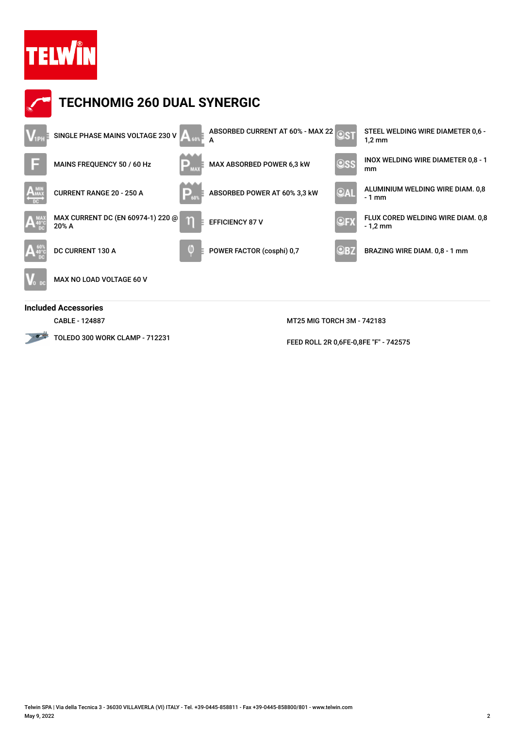# TECHNOMIG 260 DUAL SYNERGIC

- SINGLE PHASE MAINS VOLTAGE 230 V
- MAINS FREQUENCY 50 / 60 Hz
- CURRENT RANGE 20 - 250 A
- MAX CURRENT DC (EN 60974-1) 220 @ 20% A
- DC CURRENT 130 A
- MAX NO LOAD VOLTAGE 60 V
- ABSORBED CURRENT AT 60% - MAX 22 A
- MAX ABSORBED POWER 6,3 kW
- ABSORBED POWER AT 60% 3,3 kW
- EFFICIENCY 87 V
- POWER FACTOR (cosphi) 0,7
- STEEL WELDING WIRE DIAMETER 0,6 - 1,2 mm
- INOX WELDING WIRE DIAMETER 0,8 - 1 mm
- ALUMINIUM WELDING WIRE DIAM. 0,8 - 1 mm
- FLUX CORED WELDING WIRE DIAM. 0,8 - 1,2 mm
- BRAZING WIRE DIAM. 0,8 - 1 mm

**Included Accessories**

- CABLE - 124887
- TOLEDO 300 WORK CLAMP - 712231
- MT25 MIG TORCH 3M - 742183
- FEED ROLL 2R 0,6FE-0,8FE "F" - 742575

Telwin SPA | Via della Tecnica 3 - 36030 VILLAVERLA (VI) ITALY - Tel. +39-0445-858811 - Fax +39-0445-858800/801 - www.telwin.com
May 9, 2022